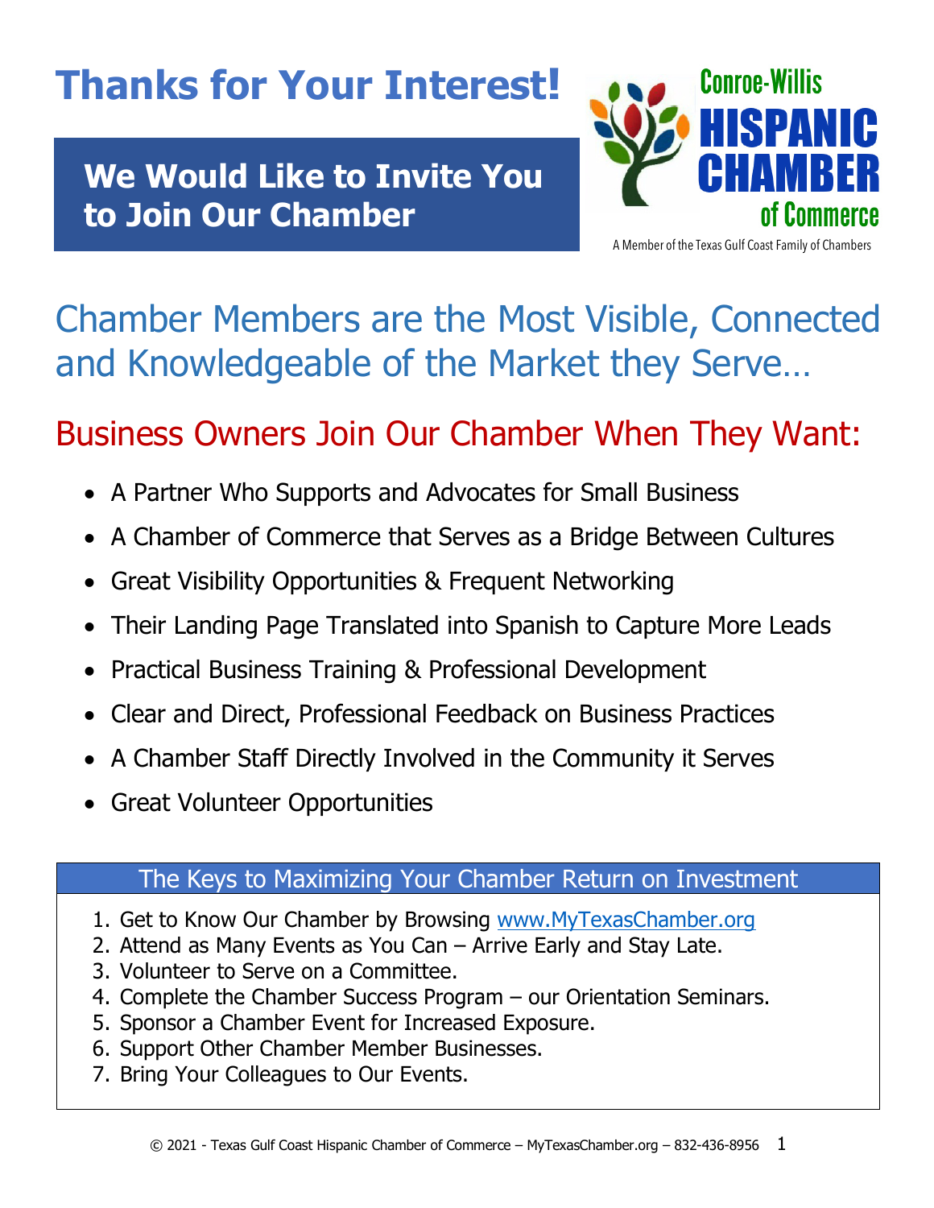# Thanks for Your Interest!

## We Would Like to Invite You to Join Our Chamber

Conroe-Willis
HISPANIC CHAMBER of Commerce
A Member of the Texas Gulf Coast Family of Chambers

## Chamber Members are the Most Visible, Connected and Knowledgeable of the Market they Serve…

## Business Owners Join Our Chamber When They Want:

- A Partner Who Supports and Advocates for Small Business
- A Chamber of Commerce that Serves as a Bridge Between Cultures
- Great Visibility Opportunities & Frequent Networking
- Their Landing Page Translated into Spanish to Capture More Leads
- Practical Business Training & Professional Development
- Clear and Direct, Professional Feedback on Business Practices
- A Chamber Staff Directly Involved in the Community it Serves
- Great Volunteer Opportunities

### The Keys to Maximizing Your Chamber Return on Investment

1. Get to Know Our Chamber by Browsing www.MyTexasChamber.org
2. Attend as Many Events as You Can – Arrive Early and Stay Late.
3. Volunteer to Serve on a Committee.
4. Complete the Chamber Success Program – our Orientation Seminars.
5. Sponsor a Chamber Event for Increased Exposure.
6. Support Other Chamber Member Businesses.
7. Bring Your Colleagues to Our Events.

© 2021 - Texas Gulf Coast Hispanic Chamber of Commerce – MyTexasChamber.org – 832-436-8956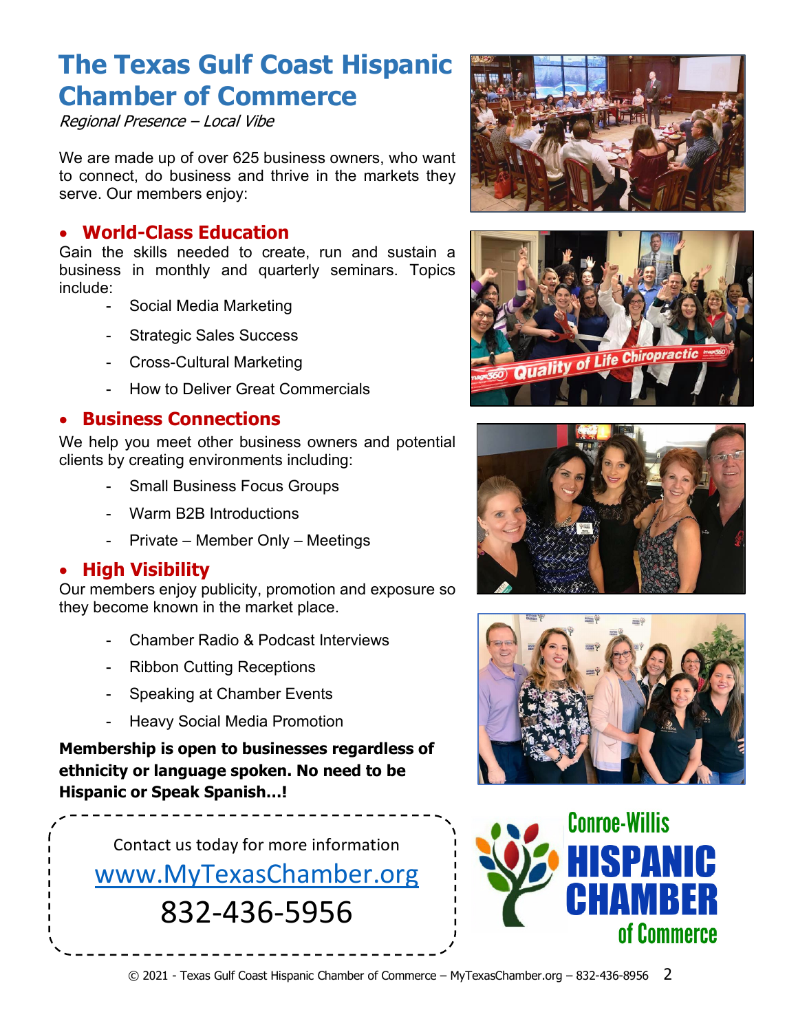# The Texas Gulf Coast Hispanic Chamber of Commerce

*Regional Presence – Local Vibe*

We are made up of over 625 business owners, who want to connect, do business and thrive in the markets they serve. Our members enjoy:

## World-Class Education

Gain the skills needed to create, run and sustain a business in monthly and quarterly seminars. Topics include:

- Social Media Marketing
- Strategic Sales Success
- Cross-Cultural Marketing
- How to Deliver Great Commercials

## Business Connections

We help you meet other business owners and potential clients by creating environments including:

- Small Business Focus Groups
- Warm B2B Introductions
- Private – Member Only – Meetings

## High Visibility

Our members enjoy publicity, promotion and exposure so they become known in the market place.

- Chamber Radio & Podcast Interviews
- Ribbon Cutting Receptions
- Speaking at Chamber Events
- Heavy Social Media Promotion

**Membership is open to businesses regardless of ethnicity or language spoken. No need to be Hispanic or Speak Spanish…!**

Contact us today for more information

www.MyTexasChamber.org

832-436-5956

Conroe-Willis HISPANIC CHAMBER of Commerce

© 2021 - Texas Gulf Coast Hispanic Chamber of Commerce – MyTexasChamber.org – 832-436-8956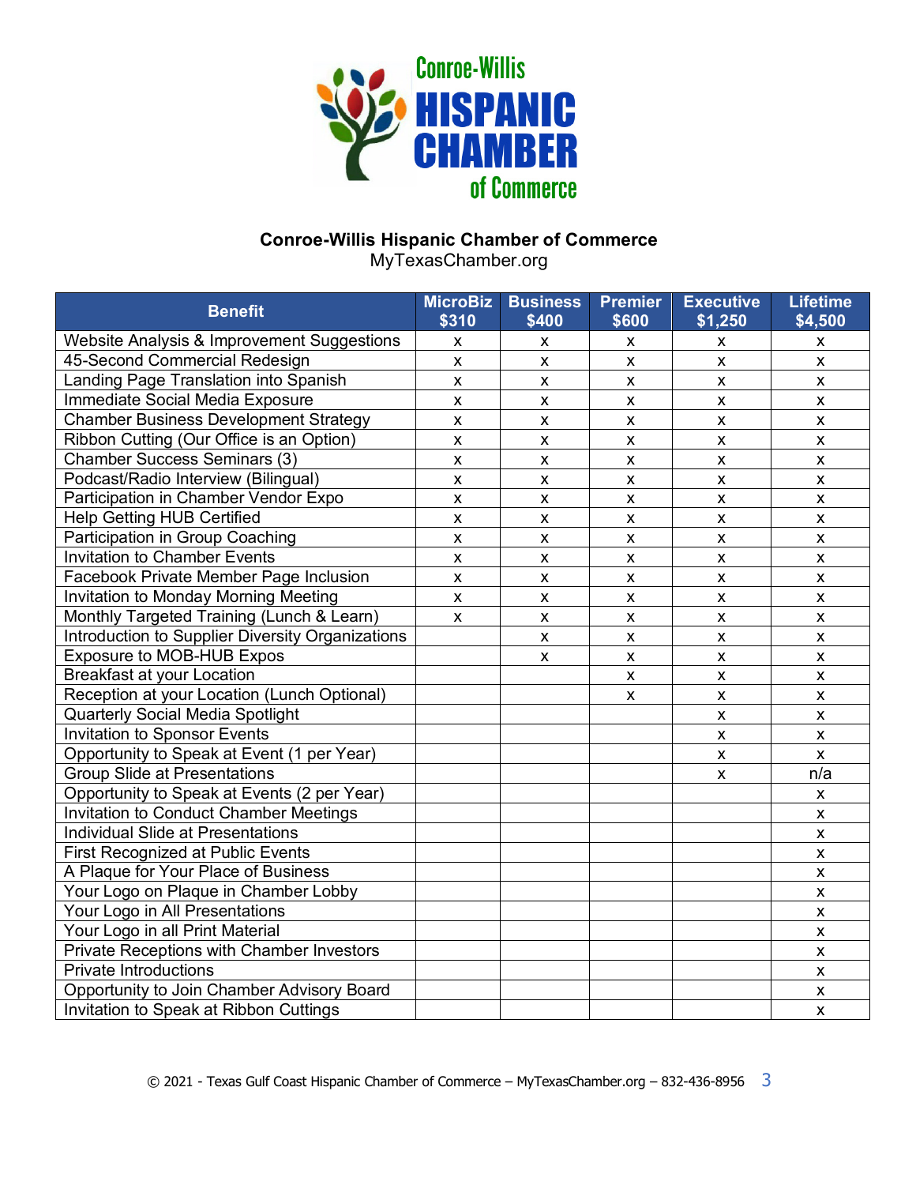**Conroe-Willis Hispanic Chamber of Commerce**
MyTexasChamber.org

| Benefit | MicroBiz $310 | Business $400 | Premier $600 | Executive $1,250 | Lifetime $4,500 |
|---|---|---|---|---|---|
| Website Analysis & Improvement Suggestions | x | x | x | x | x |
| 45-Second Commercial Redesign | x | x | x | x | x |
| Landing Page Translation into Spanish | x | x | x | x | x |
| Immediate Social Media Exposure | x | x | x | x | x |
| Chamber Business Development Strategy | x | x | x | x | x |
| Ribbon Cutting (Our Office is an Option) | x | x | x | x | x |
| Chamber Success Seminars (3) | x | x | x | x | x |
| Podcast/Radio Interview (Bilingual) | x | x | x | x | x |
| Participation in Chamber Vendor Expo | x | x | x | x | x |
| Help Getting HUB Certified | x | x | x | x | x |
| Participation in Group Coaching | x | x | x | x | x |
| Invitation to Chamber Events | x | x | x | x | x |
| Facebook Private Member Page Inclusion | x | x | x | x | x |
| Invitation to Monday Morning Meeting | x | x | x | x | x |
| Monthly Targeted Training (Lunch & Learn) | x | x | x | x | x |
| Introduction to Supplier Diversity Organizations | | x | x | x | x |
| Exposure to MOB-HUB Expos | | x | x | x | x |
| Breakfast at your Location | | | x | x | x |
| Reception at your Location (Lunch Optional) | | | x | x | x |
| Quarterly Social Media Spotlight | | | | x | x |
| Invitation to Sponsor Events | | | | x | x |
| Opportunity to Speak at Event (1 per Year) | | | | x | x |
| Group Slide at Presentations | | | | x | n/a |
| Opportunity to Speak at Events (2 per Year) | | | | | x |
| Invitation to Conduct Chamber Meetings | | | | | x |
| Individual Slide at Presentations | | | | | x |
| First Recognized at Public Events | | | | | x |
| A Plaque for Your Place of Business | | | | | x |
| Your Logo on Plaque in Chamber Lobby | | | | | x |
| Your Logo in All Presentations | | | | | x |
| Your Logo in all Print Material | | | | | x |
| Private Receptions with Chamber Investors | | | | | x |
| Private Introductions | | | | | x |
| Opportunity to Join Chamber Advisory Board | | | | | x |
| Invitation to Speak at Ribbon Cuttings | | | | | x |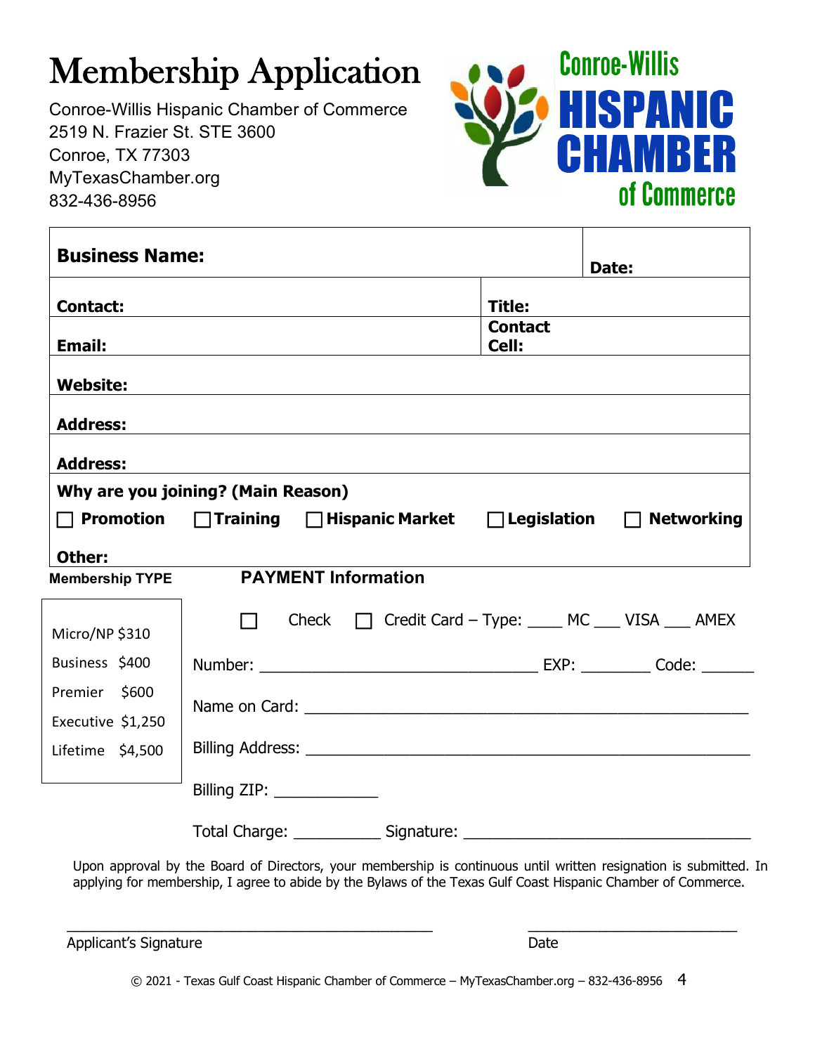# Membership Application

Conroe-Willis Hispanic Chamber of Commerce
2519 N. Frazier St. STE 3600
Conroe, TX 77303
MyTexasChamber.org
832-436-8956

Conroe-Willis **HISPANIC CHAMBER** of Commerce

| | | |
|---|---|---|
| **Business Name:** | | **Date:** |
| **Contact:** | **Title:** | |
| **Email:** | **Contact Cell:** | |
| **Website:** | | |
| **Address:** | | |
| **Address:** | | |

**Why are you joining? (Main Reason)**

☐ **Promotion** ☐ **Training** ☐ **Hispanic Market** ☐ **Legislation** ☐ **Networking**

**Other:**

**Membership TYPE**

- Micro/NP $310
- Business $400
- Premier $600
- Executive $1,250
- Lifetime $4,500

**PAYMENT Information**

☐ Check ☐ Credit Card – Type: ____ MC ___ VISA ___ AMEX

Number: ______________________________ EXP: ________ Code: ______

Name on Card: ______________________________________________

Billing Address: ____________________________________________

Billing ZIP: ____________

Total Charge: __________ Signature: ______________________________

Upon approval by the Board of Directors, your membership is continuous until written resignation is submitted. In applying for membership, I agree to abide by the Bylaws of the Texas Gulf Coast Hispanic Chamber of Commerce.

________________________________________ ________________________

Applicant's Signature Date

© 2021 - Texas Gulf Coast Hispanic Chamber of Commerce – MyTexasChamber.org – 832-436-8956